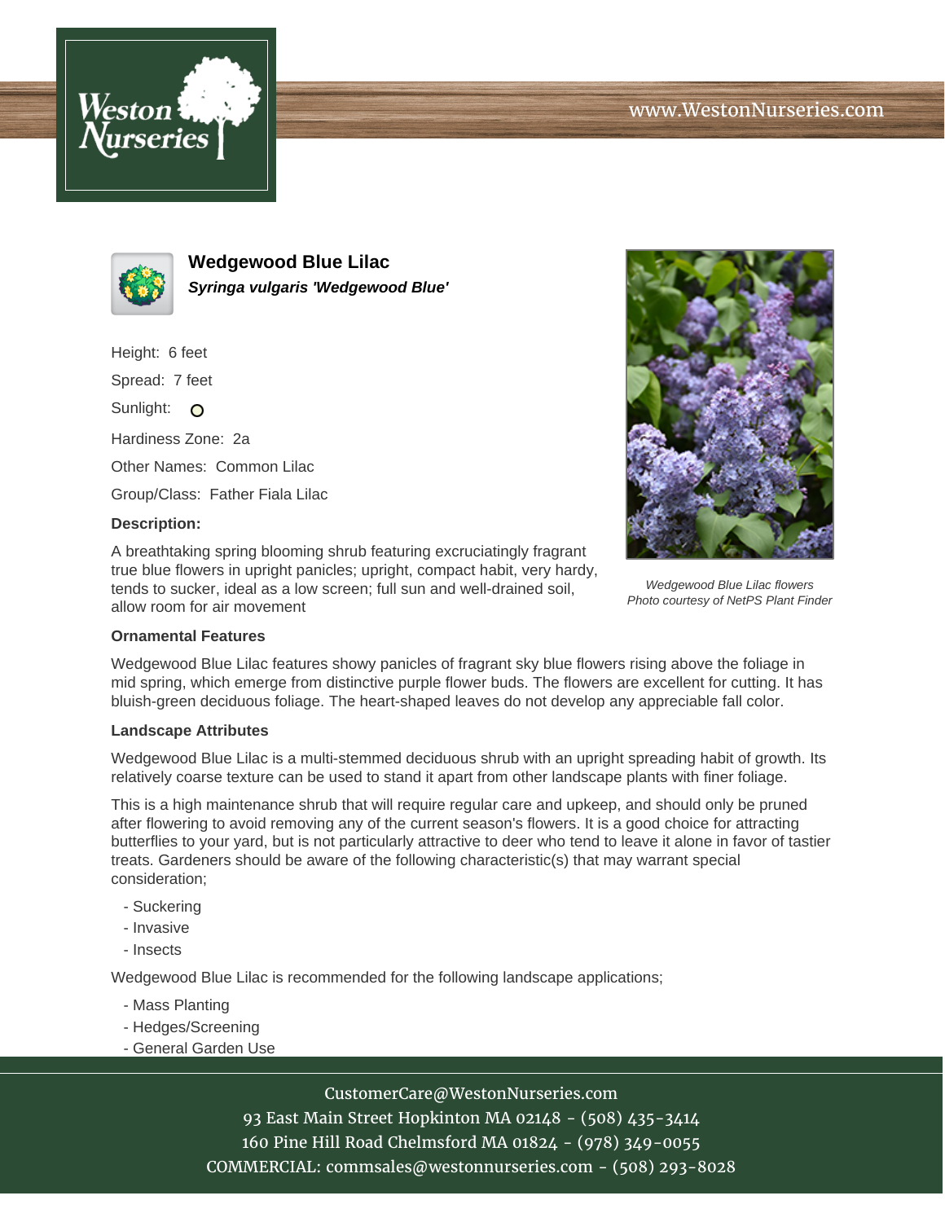# Wedgewood Blue Lilac

***Syringa vulgaris 'Wedgewood Blue'***

Height: 6 feet

Spread: 7 feet

Sunlight: O

Hardiness Zone: 2a

Other Names: Common Lilac

Group/Class: Father Fiala Lilac

**Description:**

A breathtaking spring blooming shrub featuring excruciatingly fragrant true blue flowers in upright panicles; upright, compact habit, very hardy, tends to sucker, ideal as a low screen; full sun and well-drained soil, allow room for air movement

*Wedgewood Blue Lilac flowers*
*Photo courtesy of NetPS Plant Finder*

### Ornamental Features

Wedgewood Blue Lilac features showy panicles of fragrant sky blue flowers rising above the foliage in mid spring, which emerge from distinctive purple flower buds. The flowers are excellent for cutting. It has bluish-green deciduous foliage. The heart-shaped leaves do not develop any appreciable fall color.

### Landscape Attributes

Wedgewood Blue Lilac is a multi-stemmed deciduous shrub with an upright spreading habit of growth. Its relatively coarse texture can be used to stand it apart from other landscape plants with finer foliage.

This is a high maintenance shrub that will require regular care and upkeep, and should only be pruned after flowering to avoid removing any of the current season's flowers. It is a good choice for attracting butterflies to your yard, but is not particularly attractive to deer who tend to leave it alone in favor of tastier treats. Gardeners should be aware of the following characteristic(s) that may warrant special consideration;

- Suckering
- Invasive
- Insects

Wedgewood Blue Lilac is recommended for the following landscape applications;

- Mass Planting
- Hedges/Screening
- General Garden Use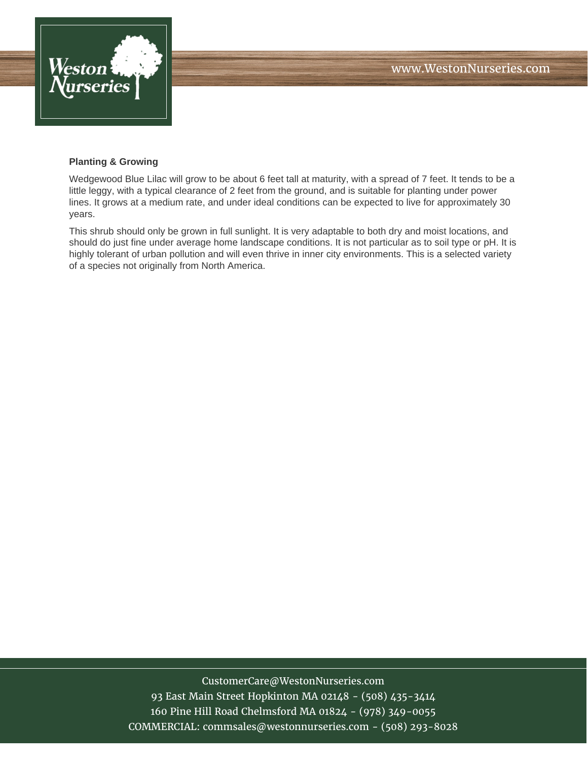### Planting & Growing

Wedgewood Blue Lilac will grow to be about 6 feet tall at maturity, with a spread of 7 feet. It tends to be a little leggy, with a typical clearance of 2 feet from the ground, and is suitable for planting under power lines. It grows at a medium rate, and under ideal conditions can be expected to live for approximately 30 years.

This shrub should only be grown in full sunlight. It is very adaptable to both dry and moist locations, and should do just fine under average home landscape conditions. It is not particular as to soil type or pH. It is highly tolerant of urban pollution and will even thrive in inner city environments. This is a selected variety of a species not originally from North America.